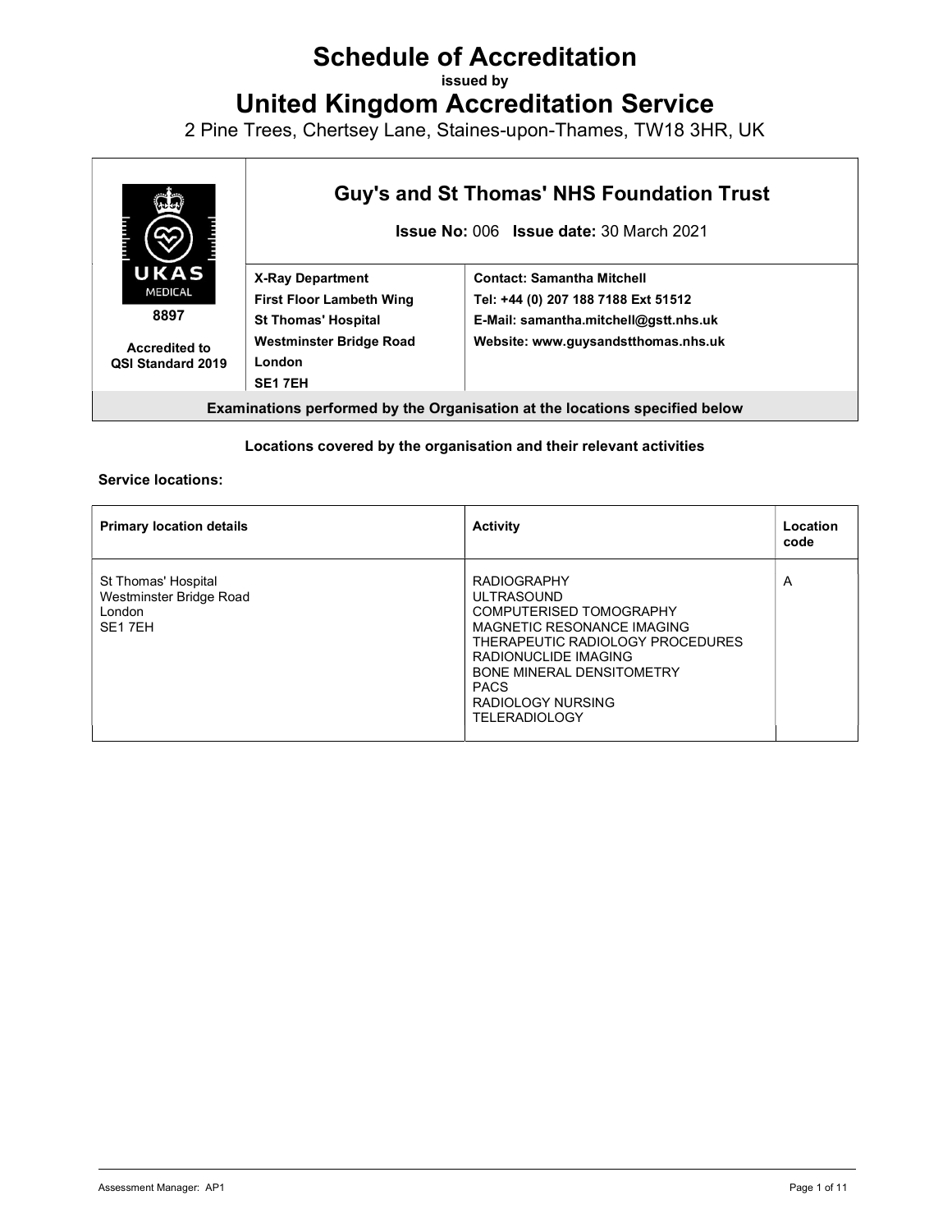# Schedule of Accreditation

issued by

# United Kingdom Accreditation Service

2 Pine Trees, Chertsey Lane, Staines-upon-Thames, TW18 3HR, UK

| UKAS MEDICAL 8897 Accredited to QSI Standard 2019 | Guy's and St Thomas' NHS Foundation Trust **Issue No:** 006 **Issue date:** 30 March 2021 | |
|---|---|---|
| | **X-Ray Department** **First Floor Lambeth Wing** **St Thomas' Hospital** **Westminster Bridge Road** **London** **SE1 7EH** | **Contact: Samantha Mitchell** **Tel: +44 (0) 207 188 7188 Ext 51512** **E-Mail: samantha.mitchell@gstt.nhs.uk** **Website: www.guysandstthomas.nhs.uk** |
| **Examinations performed by the Organisation at the locations specified below** | | |

**Locations covered by the organisation and their relevant activities**

**Service locations:**

| Primary location details | Activity | Location code |
|---|---|---|
| St Thomas' Hospital<br>Westminster Bridge Road<br>London<br>SE1 7EH | RADIOGRAPHY<br>ULTRASOUND<br>COMPUTERISED TOMOGRAPHY<br>MAGNETIC RESONANCE IMAGING<br>THERAPEUTIC RADIOLOGY PROCEDURES<br>RADIONUCLIDE IMAGING<br>BONE MINERAL DENSITOMETRY<br>PACS<br>RADIOLOGY NURSING<br>TELERADIOLOGY | A |

Assessment Manager: AP1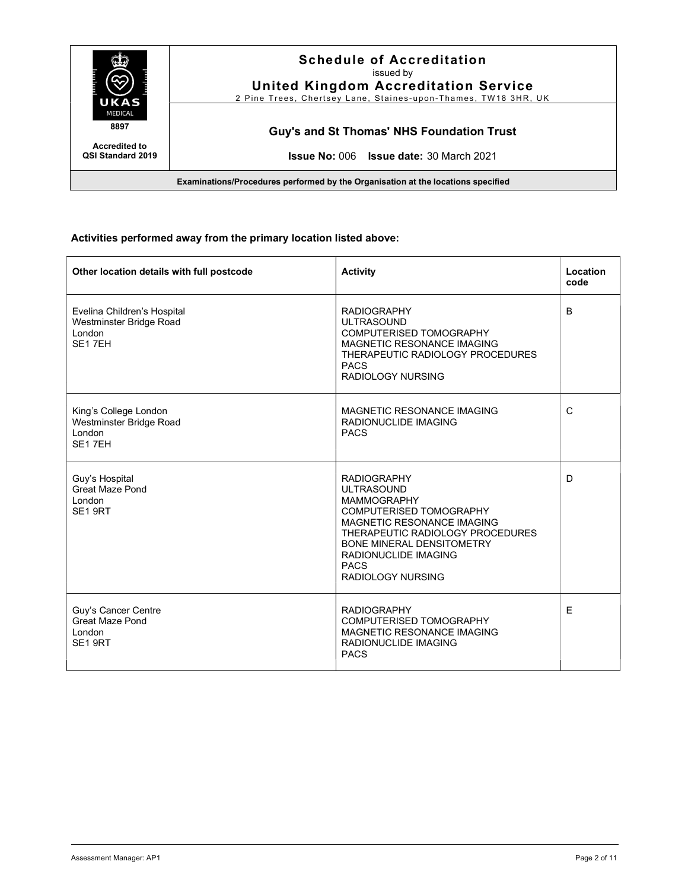# Schedule of Accreditation

issued by

**United Kingdom Accreditation Service**

2 Pine Trees, Chertsey Lane, Staines-upon-Thames, TW18 3HR, UK

8897

**Accredited to QSI Standard 2019**

## Guy's and St Thomas' NHS Foundation Trust

**Issue No:** 006 **Issue date:** 30 March 2021

**Examinations/Procedures performed by the Organisation at the locations specified**

### Activities performed away from the primary location listed above:

| Other location details with full postcode | Activity | Location code |
|---|---|---|
| Evelina Children's Hospital<br>Westminster Bridge Road<br>London<br>SE1 7EH | RADIOGRAPHY<br>ULTRASOUND<br>COMPUTERISED TOMOGRAPHY<br>MAGNETIC RESONANCE IMAGING<br>THERAPEUTIC RADIOLOGY PROCEDURES<br>PACS<br>RADIOLOGY NURSING | B |
| King's College London<br>Westminster Bridge Road<br>London<br>SE1 7EH | MAGNETIC RESONANCE IMAGING<br>RADIONUCLIDE IMAGING<br>PACS | C |
| Guy's Hospital<br>Great Maze Pond<br>London<br>SE1 9RT | RADIOGRAPHY<br>ULTRASOUND<br>MAMMOGRAPHY<br>COMPUTERISED TOMOGRAPHY<br>MAGNETIC RESONANCE IMAGING<br>THERAPEUTIC RADIOLOGY PROCEDURES<br>BONE MINERAL DENSITOMETRY<br>RADIONUCLIDE IMAGING<br>PACS<br>RADIOLOGY NURSING | D |
| Guy's Cancer Centre<br>Great Maze Pond<br>London<br>SE1 9RT | RADIOGRAPHY<br>COMPUTERISED TOMOGRAPHY<br>MAGNETIC RESONANCE IMAGING<br>RADIONUCLIDE IMAGING<br>PACS | E |

Assessment Manager: AP1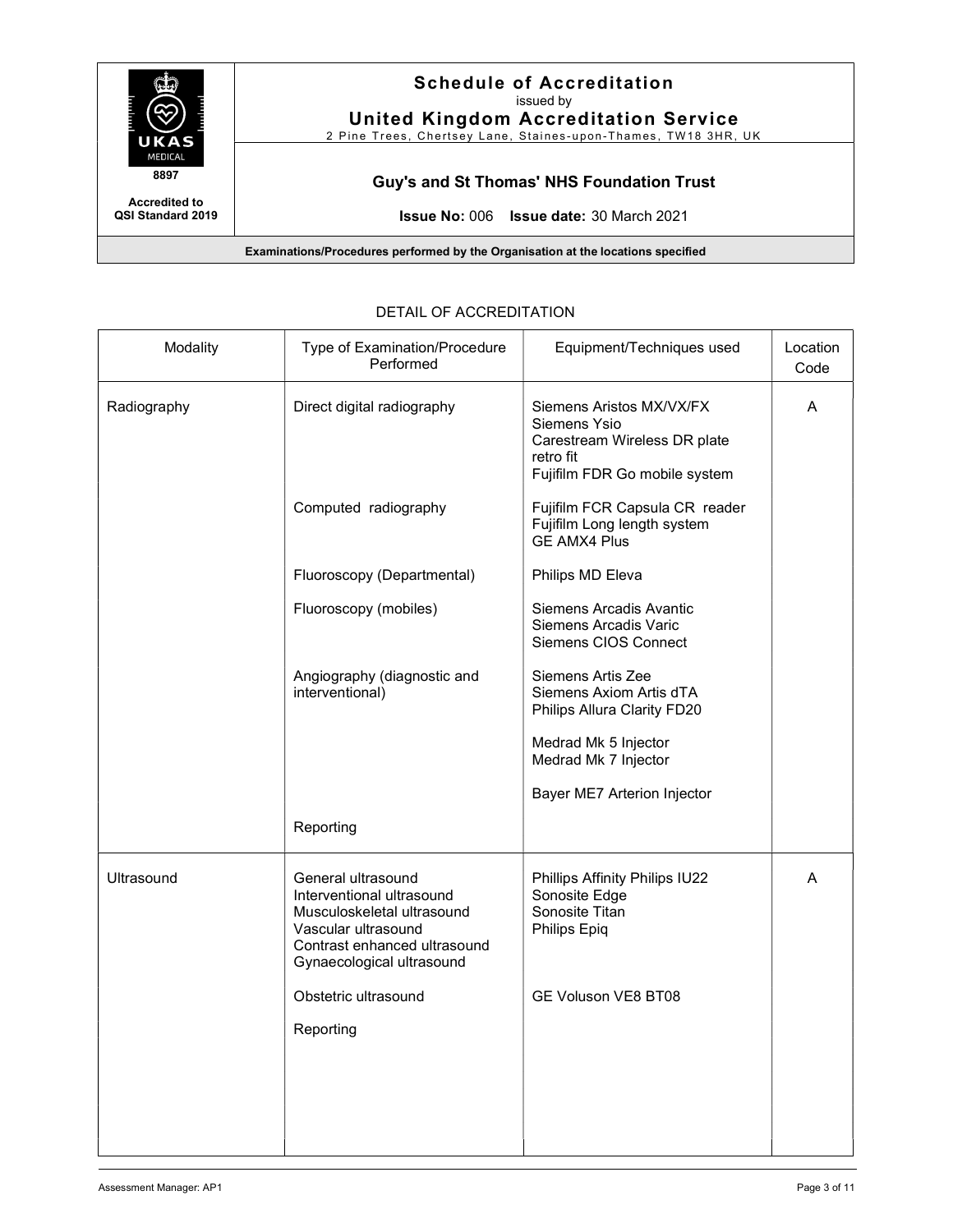**Schedule of Accreditation**
issued by
**United Kingdom Accreditation Service**
2 Pine Trees, Chertsey Lane, Staines-upon-Thames, TW18 3HR, UK

UKAS MEDICAL
8897
Accredited to QSI Standard 2019

**Guy's and St Thomas' NHS Foundation Trust**

**Issue No:** 006 **Issue date:** 30 March 2021

**Examinations/Procedures performed by the Organisation at the locations specified**

## DETAIL OF ACCREDITATION

| Modality | Type of Examination/Procedure Performed | Equipment/Techniques used | Location Code |
|---|---|---|---|
| Radiography | Direct digital radiography | Siemens Aristos MX/VX/FX<br>Siemens Ysio<br>Carestream Wireless DR plate retro fit<br>Fujifilm FDR Go mobile system | A |
| | Computed radiography | Fujifilm FCR Capsula CR reader<br>Fujifilm Long length system<br>GE AMX4 Plus | |
| | Fluoroscopy (Departmental) | Philips MD Eleva | |
| | Fluoroscopy (mobiles) | Siemens Arcadis Avantic<br>Siemens Arcadis Varic<br>Siemens CIOS Connect | |
| | Angiography (diagnostic and interventional) | Siemens Artis Zee<br>Siemens Axiom Artis dTA<br>Philips Allura Clarity FD20<br><br>Medrad Mk 5 Injector<br>Medrad Mk 7 Injector<br><br>Bayer ME7 Arterion Injector | |
| | Reporting | | |
| Ultrasound | General ultrasound<br>Interventional ultrasound<br>Musculoskeletal ultrasound<br>Vascular ultrasound<br>Contrast enhanced ultrasound<br>Gynaecological ultrasound | Phillips Affinity Philips IU22<br>Sonosite Edge<br>Sonosite Titan<br>Philips Epiq | A |
| | Obstetric ultrasound | GE Voluson VE8 BT08 | |
| | Reporting | | |

Assessment Manager: AP1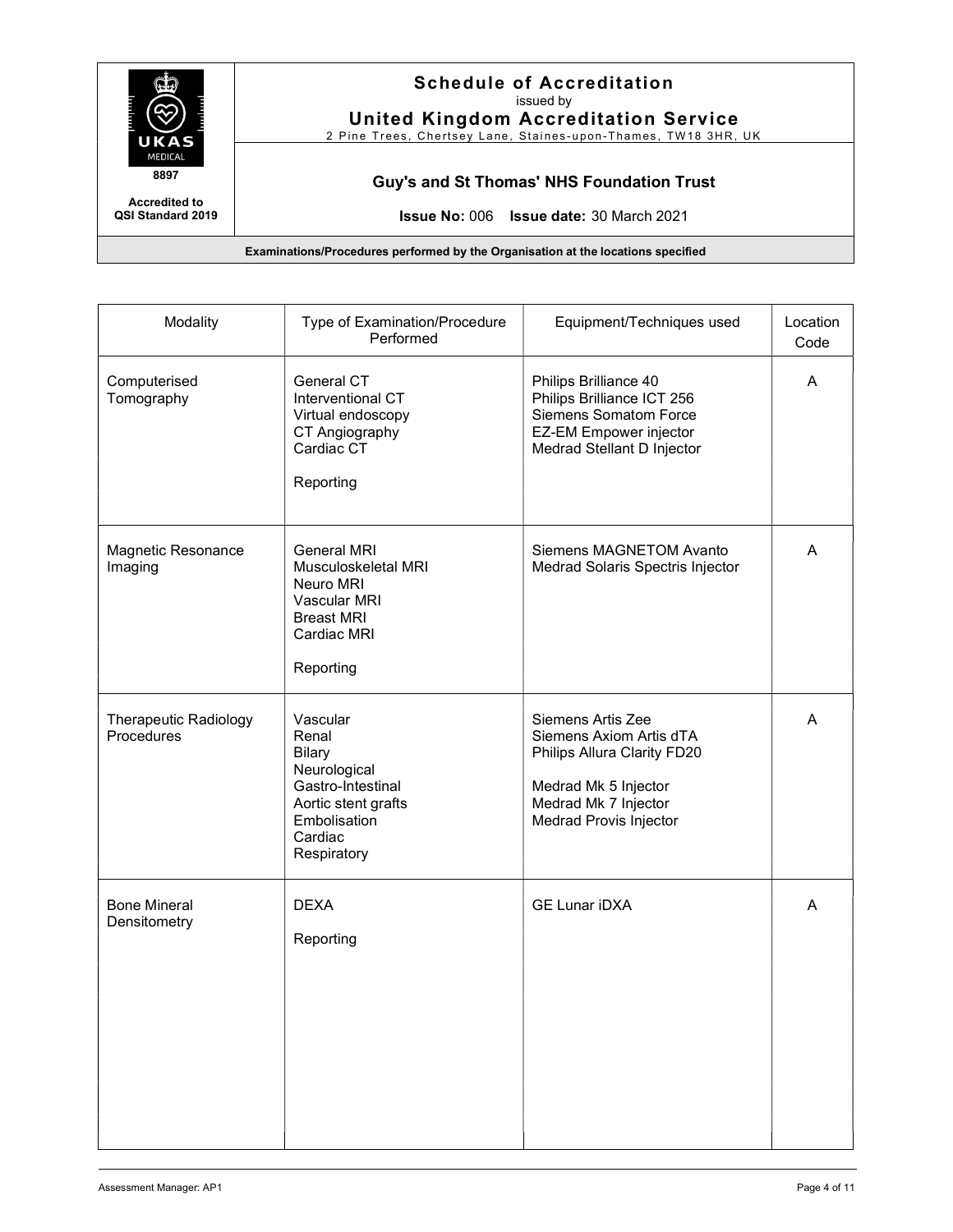**Schedule of Accreditation**
issued by
**United Kingdom Accreditation Service**
2 Pine Trees, Chertsey Lane, Staines-upon-Thames, TW18 3HR, UK

8897

Accredited to QSI Standard 2019

**Guy's and St Thomas' NHS Foundation Trust**

**Issue No:** 006 **Issue date:** 30 March 2021

**Examinations/Procedures performed by the Organisation at the locations specified**

| Modality | Type of Examination/Procedure Performed | Equipment/Techniques used | Location Code |
|---|---|---|---|
| Computerised Tomography | General CT<br>Interventional CT<br>Virtual endoscopy<br>CT Angiography<br>Cardiac CT<br><br>Reporting | Philips Brilliance 40<br>Philips Brilliance ICT 256<br>Siemens Somatom Force<br>EZ-EM Empower injector<br>Medrad Stellant D Injector | A |
| Magnetic Resonance Imaging | General MRI<br>Musculoskeletal MRI<br>Neuro MRI<br>Vascular MRI<br>Breast MRI<br>Cardiac MRI<br><br>Reporting | Siemens MAGNETOM Avanto<br>Medrad Solaris Spectris Injector | A |
| Therapeutic Radiology Procedures | Vascular<br>Renal<br>Bilary<br>Neurological<br>Gastro-Intestinal<br>Aortic stent grafts<br>Embolisation<br>Cardiac<br>Respiratory | Siemens Artis Zee<br>Siemens Axiom Artis dTA<br>Philips Allura Clarity FD20<br><br>Medrad Mk 5 Injector<br>Medrad Mk 7 Injector<br>Medrad Provis Injector | A |
| Bone Mineral Densitometry | DEXA<br><br>Reporting | GE Lunar iDXA | A |

Assessment Manager: AP1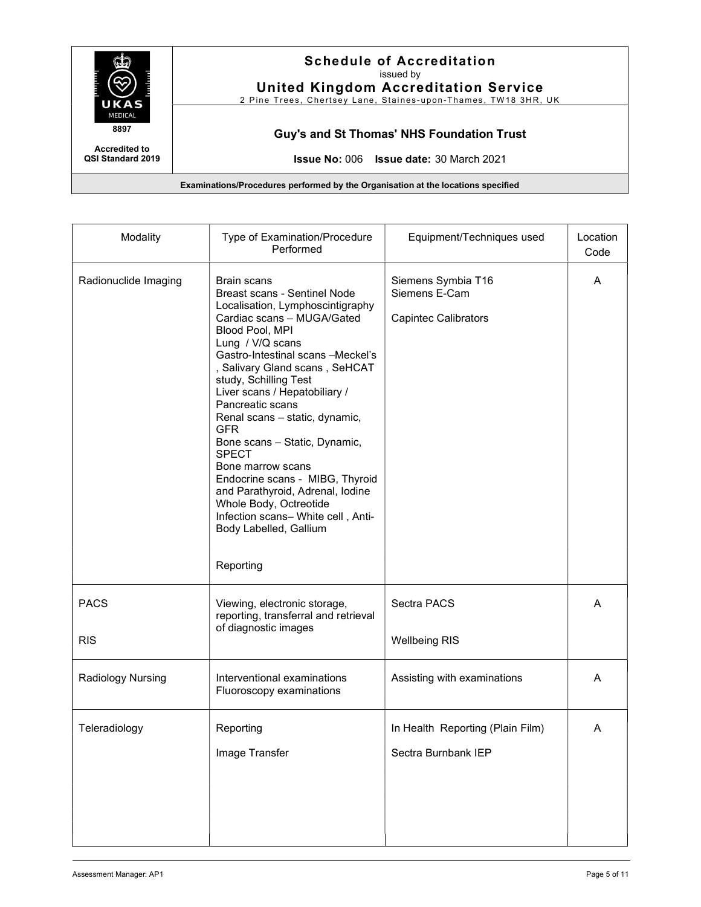**Schedule of Accreditation**
issued by
**United Kingdom Accreditation Service**
2 Pine Trees, Chertsey Lane, Staines-upon-Thames, TW18 3HR, UK

8897

**Accredited to QSI Standard 2019**

**Guy's and St Thomas' NHS Foundation Trust**

**Issue No:** 006 **Issue date:** 30 March 2021

**Examinations/Procedures performed by the Organisation at the locations specified**

| Modality | Type of Examination/Procedure Performed | Equipment/Techniques used | Location Code |
|---|---|---|---|
| Radionuclide Imaging | Brain scans<br>Breast scans - Sentinel Node Localisation, Lymphoscintigraphy<br>Cardiac scans – MUGA/Gated Blood Pool, MPI<br>Lung / V/Q scans<br>Gastro-Intestinal scans –Meckel's , Salivary Gland scans , SeHCAT study, Schilling Test<br>Liver scans / Hepatobiliary / Pancreatic scans<br>Renal scans – static, dynamic, GFR<br>Bone scans – Static, Dynamic, SPECT<br>Bone marrow scans<br>Endocrine scans - MIBG, Thyroid and Parathyroid, Adrenal, Iodine Whole Body, Octreotide<br>Infection scans– White cell , Anti-Body Labelled, Gallium<br><br>Reporting | Siemens Symbia T16<br>Siemens E-Cam<br><br>Capintec Calibrators | A |
| PACS<br><br>RIS | Viewing, electronic storage, reporting, transferral and retrieval of diagnostic images | Sectra PACS<br><br>Wellbeing RIS | A |
| Radiology Nursing | Interventional examinations<br>Fluoroscopy examinations | Assisting with examinations | A |
| Teleradiology | Reporting<br><br>Image Transfer | In Health Reporting (Plain Film)<br><br>Sectra Burnbank IEP | A |

Assessment Manager: AP1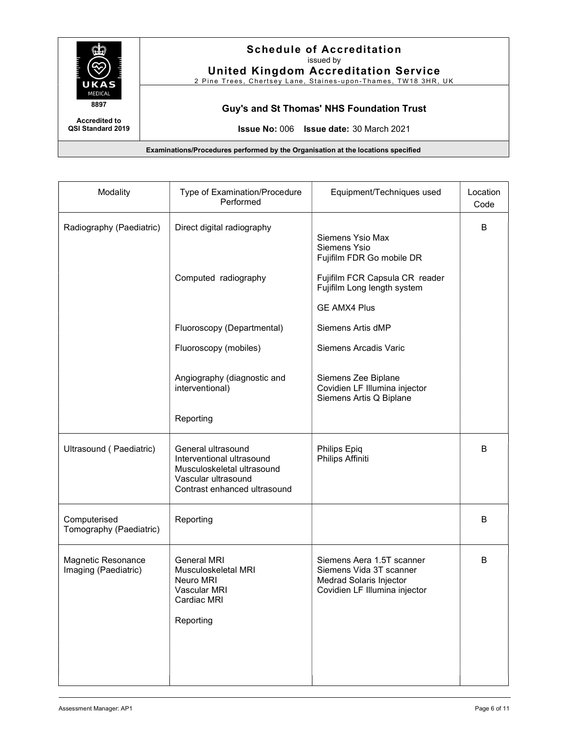# Schedule of Accreditation

issued by

## United Kingdom Accreditation Service

2 Pine Trees, Chertsey Lane, Staines-upon-Thames, TW18 3HR, UK

8897

Accredited to QSI Standard 2019

**Guy's and St Thomas' NHS Foundation Trust**

**Issue No:** 006 **Issue date:** 30 March 2021

**Examinations/Procedures performed by the Organisation at the locations specified**

| Modality | Type of Examination/Procedure Performed | Equipment/Techniques used | Location Code |
|---|---|---|---|
| Radiography (Paediatric) | Direct digital radiography | Siemens Ysio Max<br>Siemens Ysio<br>Fujifilm FDR Go mobile DR | B |
| | Computed radiography | Fujifilm FCR Capsula CR reader<br>Fujifilm Long length system<br><br>GE AMX4 Plus | |
| | Fluoroscopy (Departmental) | Siemens Artis dMP | |
| | Fluoroscopy (mobiles) | Siemens Arcadis Varic | |
| | Angiography (diagnostic and interventional) | Siemens Zee Biplane<br>Covidien LF Illumina injector<br>Siemens Artis Q Biplane | |
| | Reporting | | |
| Ultrasound ( Paediatric) | General ultrasound<br>Interventional ultrasound<br>Musculoskeletal ultrasound<br>Vascular ultrasound<br>Contrast enhanced ultrasound | Philips Epiq<br>Philips Affiniti | B |
| Computerised Tomography (Paediatric) | Reporting | | B |
| Magnetic Resonance Imaging (Paediatric) | General MRI<br>Musculoskeletal MRI<br>Neuro MRI<br>Vascular MRI<br>Cardiac MRI<br><br>Reporting | Siemens Aera 1.5T scanner<br>Siemens Vida 3T scanner<br>Medrad Solaris Injector<br>Covidien LF Illumina injector | B |

Assessment Manager: AP1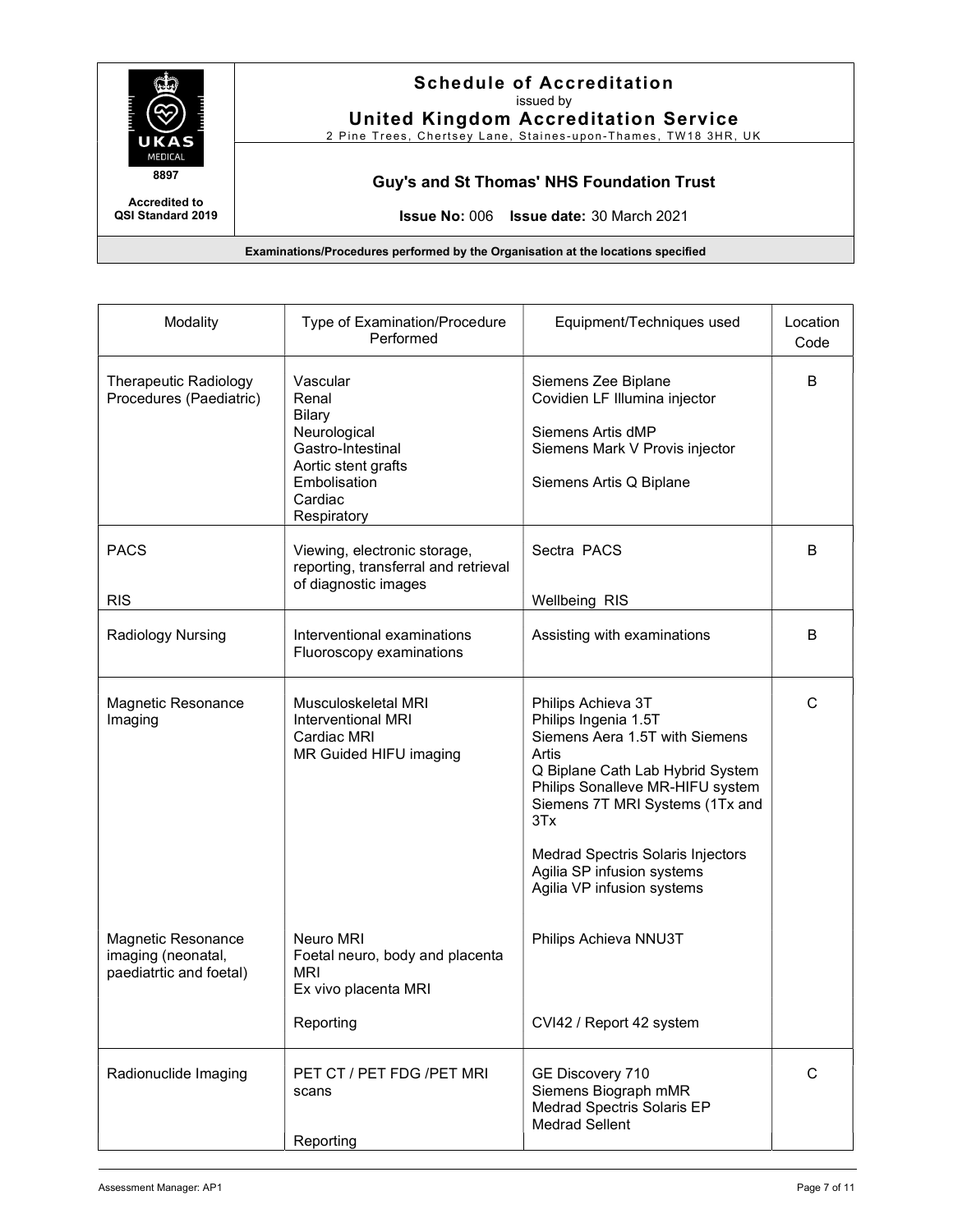| Modality | Type of Examination/Procedure Performed | Equipment/Techniques used | Location Code |
|---|---|---|---|
| Therapeutic Radiology Procedures (Paediatric) | Vascular<br>Renal<br>Bilary<br>Neurological<br>Gastro-Intestinal<br>Aortic stent grafts<br>Embolisation<br>Cardiac<br>Respiratory | Siemens Zee Biplane<br>Covidien LF Illumina injector<br><br>Siemens Artis dMP<br>Siemens Mark V Provis injector<br><br>Siemens Artis Q Biplane | B |
| PACS<br><br>RIS | Viewing, electronic storage, reporting, transferral and retrieval of diagnostic images | Sectra PACS<br><br>Wellbeing RIS | B |
| Radiology Nursing | Interventional examinations<br>Fluoroscopy examinations | Assisting with examinations | B |
| Magnetic Resonance Imaging<br><br><br><br><br><br><br><br>Magnetic Resonance imaging (neonatal, paediatrtic and foetal) | Musculoskeletal MRI<br>Interventional MRI<br>Cardiac MRI<br>MR Guided HIFU imaging<br><br><br><br><br><br><br>Neuro MRI<br>Foetal neuro, body and placenta MRI<br>Ex vivo placenta MRI<br><br>Reporting | Philips Achieva 3T<br>Philips Ingenia 1.5T<br>Siemens Aera 1.5T with Siemens Artis<br>Q Biplane Cath Lab Hybrid System<br>Philips Sonalleve MR-HIFU system<br>Siemens 7T MRI Systems (1Tx and 3Tx<br><br>Medrad Spectris Solaris Injectors<br>Agilia SP infusion systems<br>Agilia VP infusion systems<br><br>Philips Achieva NNU3T<br><br><br><br>CVI42 / Report 42 system | C |
| Radionuclide Imaging | PET CT / PET FDG /PET MRI scans<br><br>Reporting | GE Discovery 710<br>Siemens Biograph mMR<br>Medrad Spectris Solaris EP<br>Medrad Sellent | C |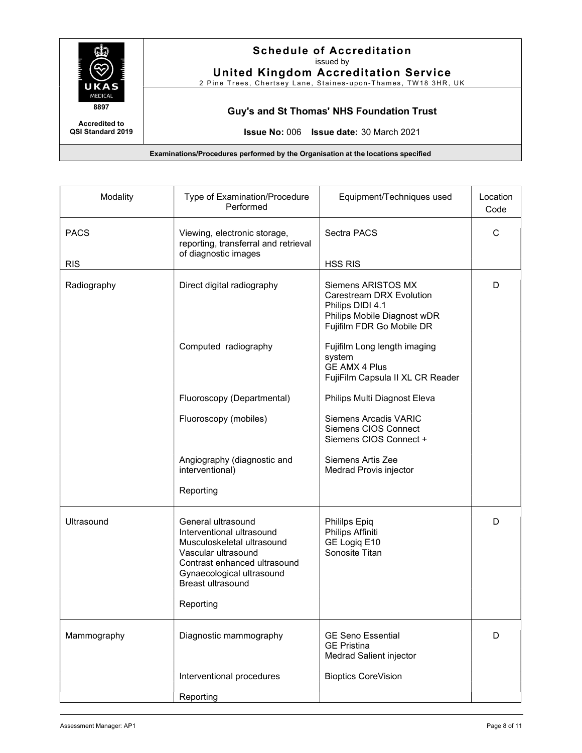# Schedule of Accreditation

issued by

**United Kingdom Accreditation Service**

2 Pine Trees, Chertsey Lane, Staines-upon-Thames, TW18 3HR, UK

UKAS MEDICAL 8897

**Accredited to QSI Standard 2019**

**Guy's and St Thomas' NHS Foundation Trust**

**Issue No:** 006 **Issue date:** 30 March 2021

**Examinations/Procedures performed by the Organisation at the locations specified**

| Modality | Type of Examination/Procedure Performed | Equipment/Techniques used | Location Code |
|---|---|---|---|
| PACS<br><br>RIS | Viewing, electronic storage, reporting, transferral and retrieval of diagnostic images | Sectra PACS<br><br>HSS RIS | C |
| Radiography | Direct digital radiography<br><br>Computed radiography<br><br>Fluoroscopy (Departmental)<br><br>Fluoroscopy (mobiles)<br><br>Angiography (diagnostic and interventional)<br><br>Reporting | Siemens ARISTOS MX<br>Carestream DRX Evolution<br>Philips DIDI 4.1<br>Philips Mobile Diagnost wDR<br>Fujifilm FDR Go Mobile DR<br><br>Fujifilm Long length imaging system<br>GE AMX 4 Plus<br>FujiFilm Capsula II XL CR Reader<br><br>Philips Multi Diagnost Eleva<br><br>Siemens Arcadis VARIC<br>Siemens CIOS Connect<br>Siemens CIOS Connect +<br><br>Siemens Artis Zee<br>Medrad Provis injector | D |
| Ultrasound | General ultrasound<br>Interventional ultrasound<br>Musculoskeletal ultrasound<br>Vascular ultrasound<br>Contrast enhanced ultrasound<br>Gynaecological ultrasound<br>Breast ultrasound<br><br>Reporting | Phililps Epiq<br>Philips Affiniti<br>GE Logiq E10<br>Sonosite Titan | D |
| Mammography | Diagnostic mammography<br><br>Interventional procedures<br><br>Reporting | GE Seno Essential<br>GE Pristina<br>Medrad Salient injector<br><br>Bioptics CoreVision | D |

Assessment Manager: AP1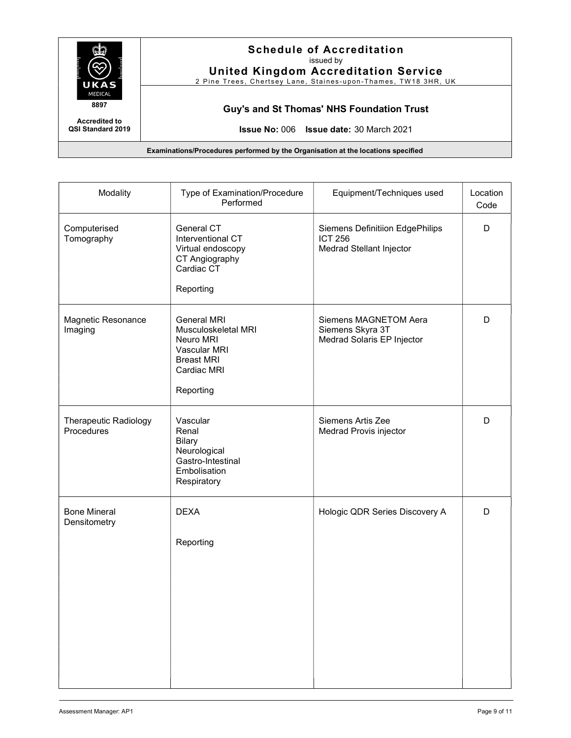# Schedule of Accreditation

issued by

**United Kingdom Accreditation Service**

2 Pine Trees, Chertsey Lane, Staines-upon-Thames, TW18 3HR, UK

8897

**Accredited to QSI Standard 2019**

**Guy's and St Thomas' NHS Foundation Trust**

**Issue No:** 006 **Issue date:** 30 March 2021

**Examinations/Procedures performed by the Organisation at the locations specified**

| Modality | Type of Examination/Procedure Performed | Equipment/Techniques used | Location Code |
|---|---|---|---|
| Computerised Tomography | General CT<br>Interventional CT<br>Virtual endoscopy<br>CT Angiography<br>Cardiac CT<br><br>Reporting | Siemens Definitiion EdgePhilips ICT 256<br>Medrad Stellant Injector | D |
| Magnetic Resonance Imaging | General MRI<br>Musculoskeletal MRI<br>Neuro MRI<br>Vascular MRI<br>Breast MRI<br>Cardiac MRI<br><br>Reporting | Siemens MAGNETOM Aera<br>Siemens Skyra 3T<br>Medrad Solaris EP Injector | D |
| Therapeutic Radiology Procedures | Vascular<br>Renal<br>Bilary<br>Neurological<br>Gastro-Intestinal<br>Embolisation<br>Respiratory | Siemens Artis Zee<br>Medrad Provis injector | D |
| Bone Mineral Densitometry | DEXA<br><br>Reporting | Hologic QDR Series Discovery A | D |

Assessment Manager: AP1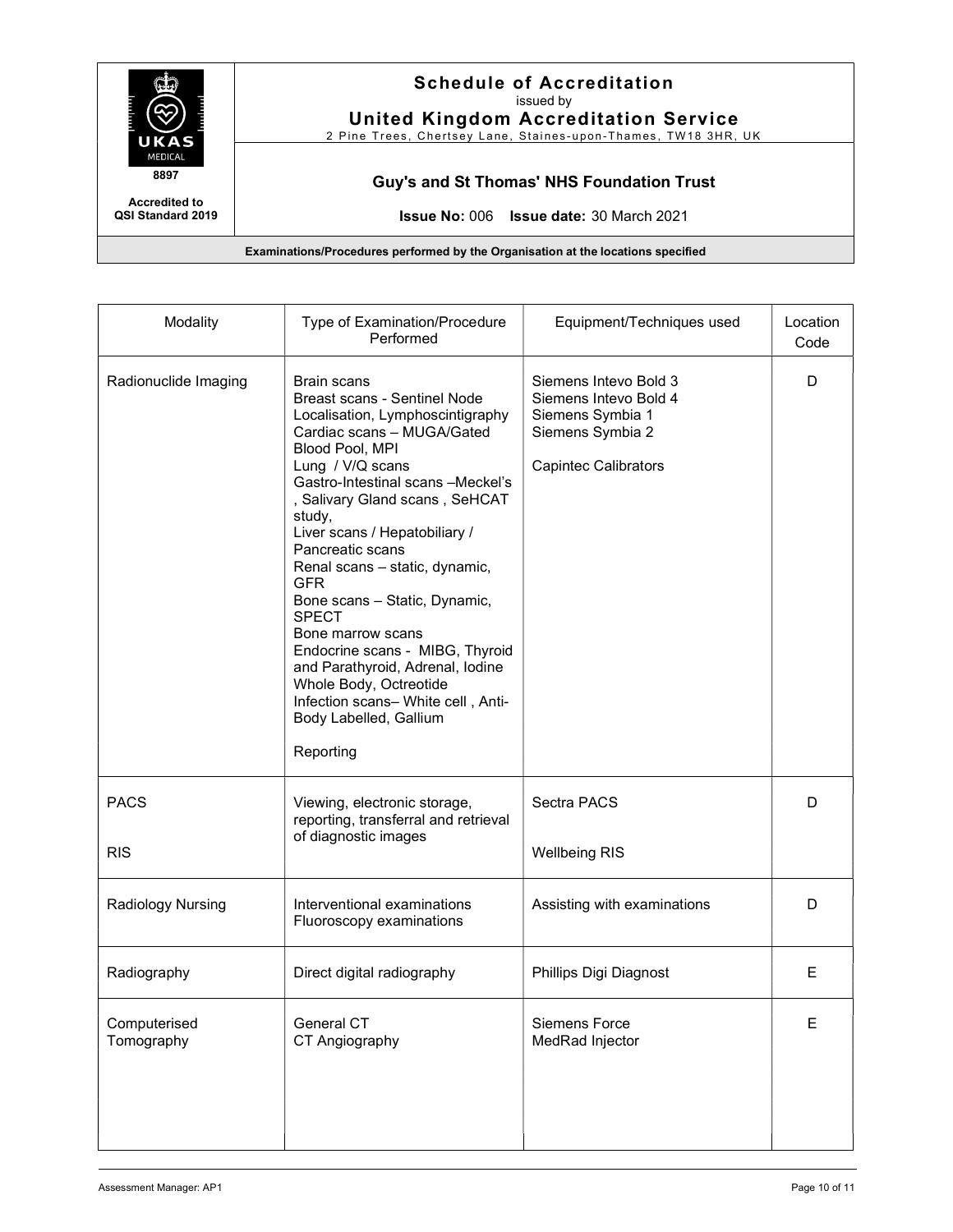| Modality | Type of Examination/Procedure Performed | Equipment/Techniques used | Location Code |
|---|---|---|---|
| Radionuclide Imaging | Brain scans<br>Breast scans - Sentinel Node Localisation, Lymphoscintigraphy<br>Cardiac scans – MUGA/Gated Blood Pool, MPI<br>Lung / V/Q scans<br>Gastro-Intestinal scans –Meckel's , Salivary Gland scans , SeHCAT study,<br>Liver scans / Hepatobiliary / Pancreatic scans<br>Renal scans – static, dynamic, GFR<br>Bone scans – Static, Dynamic, SPECT<br>Bone marrow scans<br>Endocrine scans - MIBG, Thyroid and Parathyroid, Adrenal, Iodine Whole Body, Octreotide<br>Infection scans– White cell , Anti-Body Labelled, Gallium<br><br>Reporting | Siemens Intevo Bold 3<br>Siemens Intevo Bold 4<br>Siemens Symbia 1<br>Siemens Symbia 2<br><br>Capintec Calibrators | D |
| PACS<br><br>RIS | Viewing, electronic storage, reporting, transferral and retrieval of diagnostic images | Sectra PACS<br><br>Wellbeing RIS | D |
| Radiology Nursing | Interventional examinations<br>Fluoroscopy examinations | Assisting with examinations | D |
| Radiography | Direct digital radiography | Phillips Digi Diagnost | E |
| Computerised Tomography | General CT<br>CT Angiography | Siemens Force<br>MedRad Injector | E |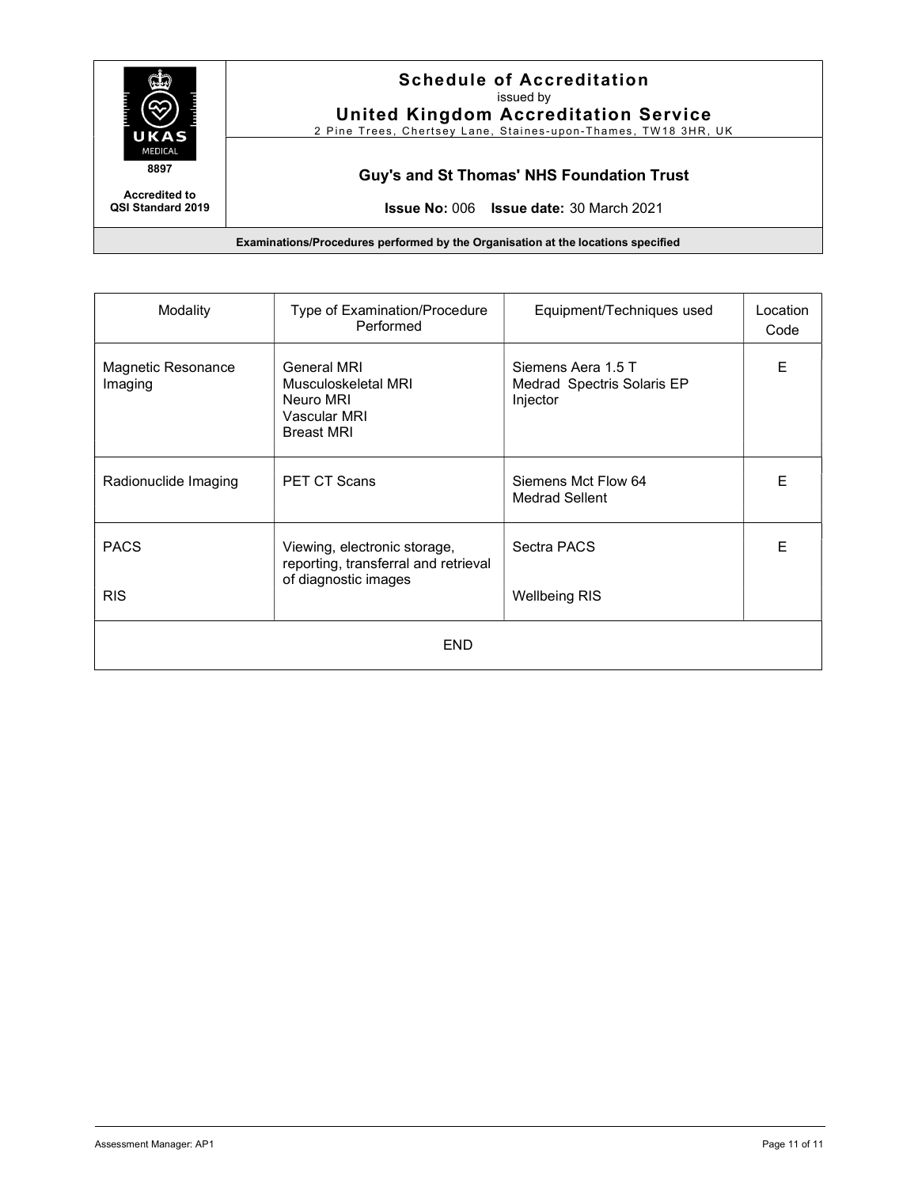# Schedule of Accreditation

issued by

**United Kingdom Accreditation Service**

2 Pine Trees, Chertsey Lane, Staines-upon-Thames, TW18 3HR, UK

8897

**Accredited to QSI Standard 2019**

**Guy's and St Thomas' NHS Foundation Trust**

**Issue No:** 006 **Issue date:** 30 March 2021

**Examinations/Procedures performed by the Organisation at the locations specified**

| Modality | Type of Examination/Procedure Performed | Equipment/Techniques used | Location Code |
|---|---|---|---|
| Magnetic Resonance Imaging | General MRI<br>Musculoskeletal MRI<br>Neuro MRI<br>Vascular MRI<br>Breast MRI | Siemens Aera 1.5 T<br>Medrad Spectris Solaris EP Injector | E |
| Radionuclide Imaging | PET CT Scans | Siemens Mct Flow 64<br>Medrad Sellent | E |
| PACS<br><br>RIS | Viewing, electronic storage, reporting, transferral and retrieval of diagnostic images | Sectra PACS<br><br>Wellbeing RIS | E |
| END | | | |

Assessment Manager: AP1